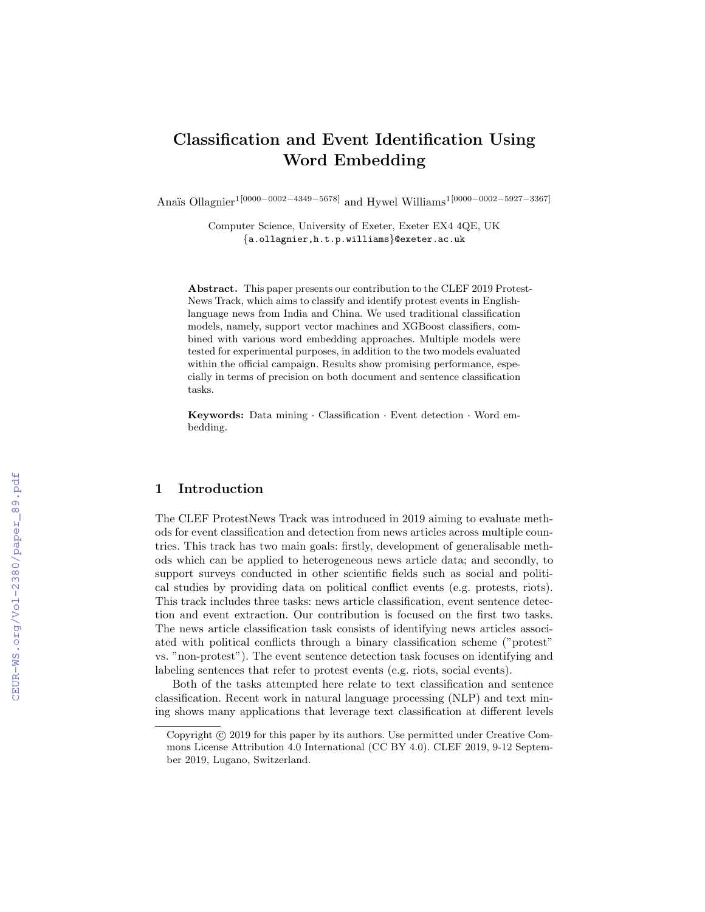# Classification and Event Identification Using Word Embedding

Anaïs Ollagnier[1[0000−0002−4349−5678]] and Hywel Williams[1[0000−0002−5927−3367]]

Computer Science, University of Exeter, Exeter EX4 4QE, UK
{a.ollagnier,h.t.p.williams}@exeter.ac.uk

**Abstract.** This paper presents our contribution to the CLEF 2019 Protest-News Track, which aims to classify and identify protest events in English-language news from India and China. We used traditional classification models, namely, support vector machines and XGBoost classifiers, combined with various word embedding approaches. Multiple models were tested for experimental purposes, in addition to the two models evaluated within the official campaign. Results show promising performance, especially in terms of precision on both document and sentence classification tasks.

**Keywords:** Data mining · Classification · Event detection · Word embedding.

## 1 Introduction

The CLEF ProtestNews Track was introduced in 2019 aiming to evaluate methods for event classification and detection from news articles across multiple countries. This track has two main goals: firstly, development of generalisable methods which can be applied to heterogeneous news article data; and secondly, to support surveys conducted in other scientific fields such as social and political studies by providing data on political conflict events (e.g. protests, riots). This track includes three tasks: news article classification, event sentence detection and event extraction. Our contribution is focused on the first two tasks. The news article classification task consists of identifying news articles associated with political conflicts through a binary classification scheme ("protest" vs. "non-protest"). The event sentence detection task focuses on identifying and labeling sentences that refer to protest events (e.g. riots, social events).

Both of the tasks attempted here relate to text classification and sentence classification. Recent work in natural language processing (NLP) and text mining shows many applications that leverage text classification at different levels

Copyright © 2019 for this paper by its authors. Use permitted under Creative Commons License Attribution 4.0 International (CC BY 4.0). CLEF 2019, 9-12 September 2019, Lugano, Switzerland.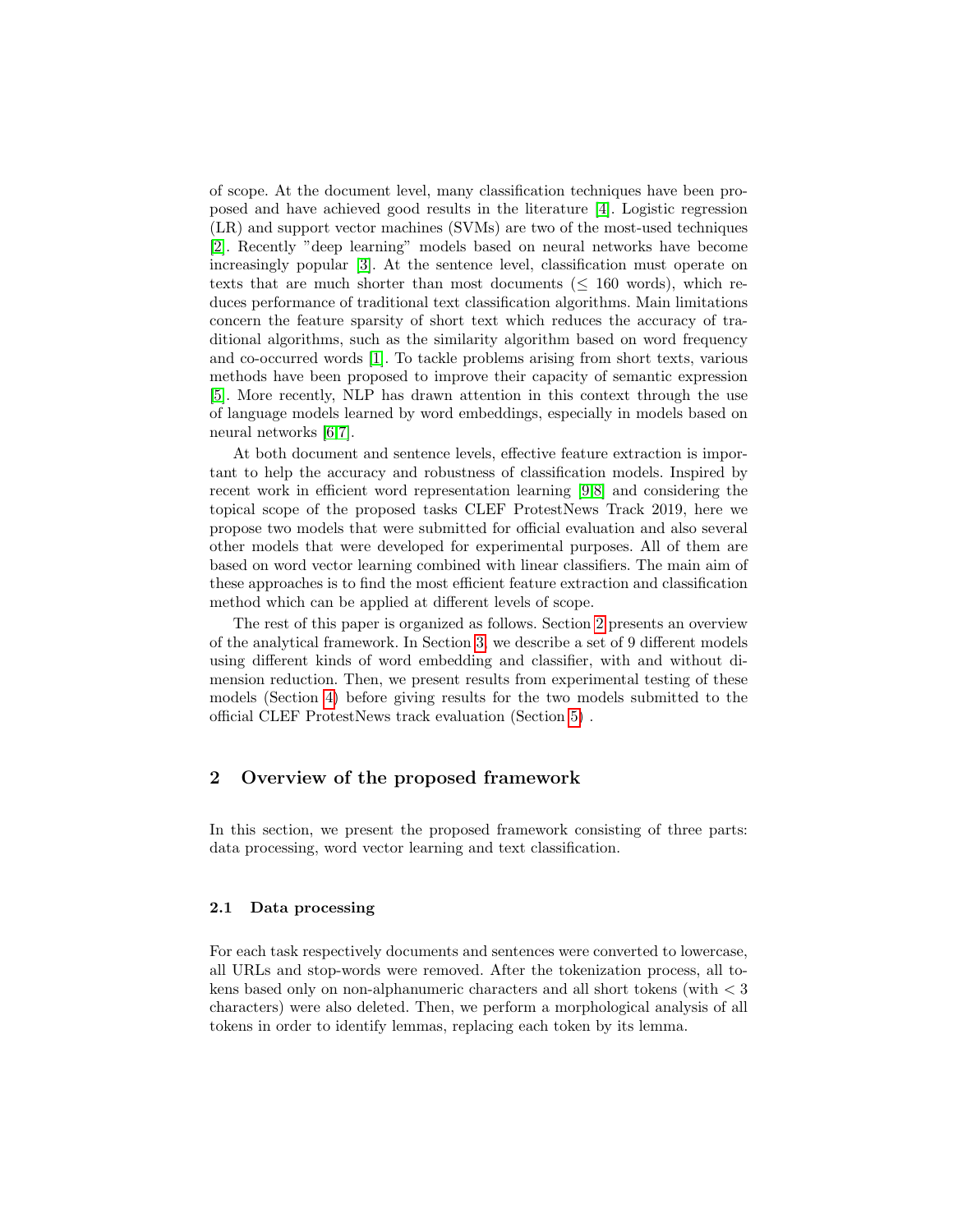of scope. At the document level, many classification techniques have been proposed and have achieved good results in the literature [4]. Logistic regression (LR) and support vector machines (SVMs) are two of the most-used techniques [2]. Recently "deep learning" models based on neural networks have become increasingly popular [3]. At the sentence level, classification must operate on texts that are much shorter than most documents ($\leq$ 160 words), which reduces performance of traditional text classification algorithms. Main limitations concern the feature sparsity of short text which reduces the accuracy of traditional algorithms, such as the similarity algorithm based on word frequency and co-occurred words [1]. To tackle problems arising from short texts, various methods have been proposed to improve their capacity of semantic expression [5]. More recently, NLP has drawn attention in this context through the use of language models learned by word embeddings, especially in models based on neural networks [6,7].

At both document and sentence levels, effective feature extraction is important to help the accuracy and robustness of classification models. Inspired by recent work in efficient word representation learning [9,8] and considering the topical scope of the proposed tasks CLEF ProtestNews Track 2019, here we propose two models that were submitted for official evaluation and also several other models that were developed for experimental purposes. All of them are based on word vector learning combined with linear classifiers. The main aim of these approaches is to find the most efficient feature extraction and classification method which can be applied at different levels of scope.

The rest of this paper is organized as follows. Section 2 presents an overview of the analytical framework. In Section 3, we describe a set of 9 different models using different kinds of word embedding and classifier, with and without dimension reduction. Then, we present results from experimental testing of these models (Section 4) before giving results for the two models submitted to the official CLEF ProtestNews track evaluation (Section 5) .

## 2 Overview of the proposed framework

In this section, we present the proposed framework consisting of three parts: data processing, word vector learning and text classification.

### 2.1 Data processing

For each task respectively documents and sentences were converted to lowercase, all URLs and stop-words were removed. After the tokenization process, all tokens based only on non-alphanumeric characters and all short tokens (with $< 3$ characters) were also deleted. Then, we perform a morphological analysis of all tokens in order to identify lemmas, replacing each token by its lemma.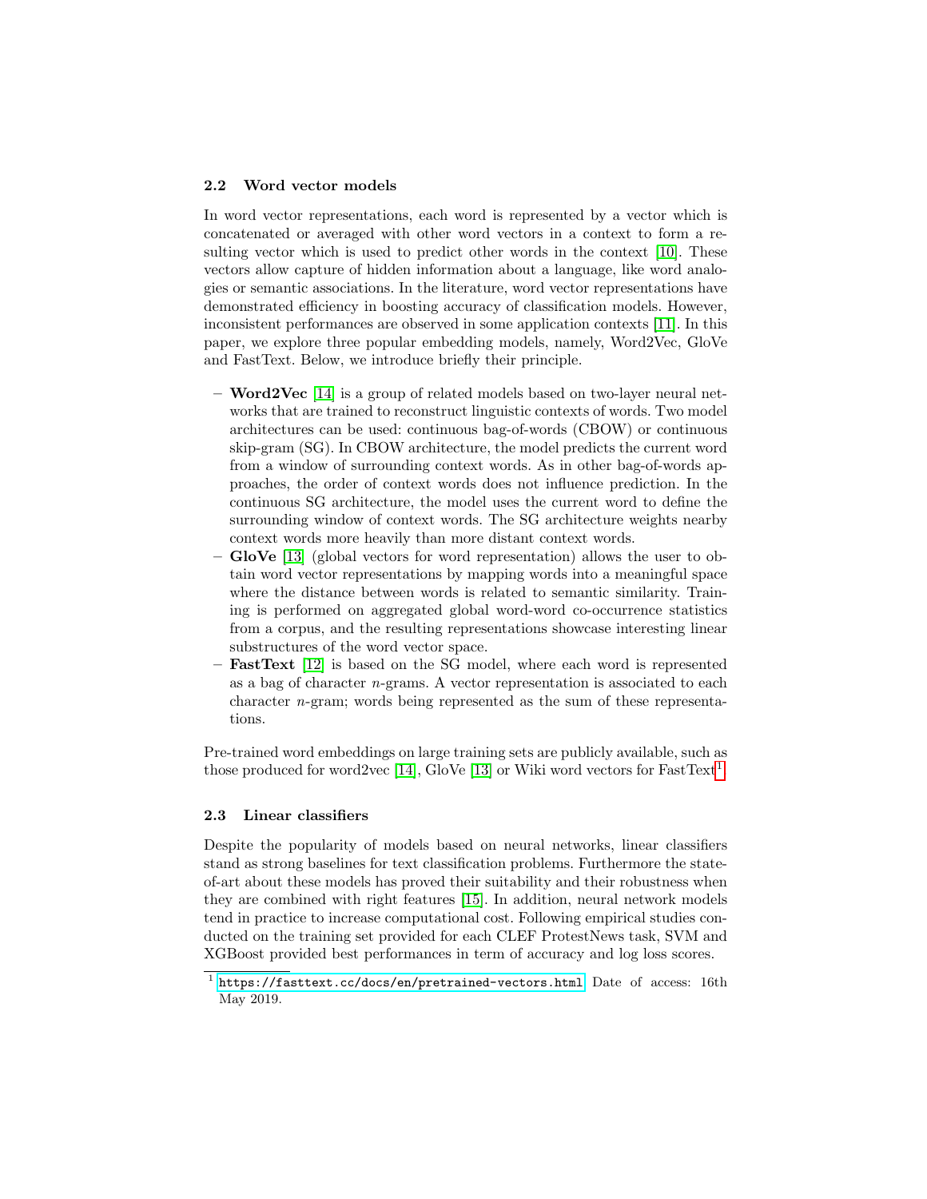### 2.2 Word vector models

In word vector representations, each word is represented by a vector which is concatenated or averaged with other word vectors in a context to form a resulting vector which is used to predict other words in the context [10]. These vectors allow capture of hidden information about a language, like word analogies or semantic associations. In the literature, word vector representations have demonstrated efficiency in boosting accuracy of classification models. However, inconsistent performances are observed in some application contexts [11]. In this paper, we explore three popular embedding models, namely, Word2Vec, GloVe and FastText. Below, we introduce briefly their principle.

- **Word2Vec** [14] is a group of related models based on two-layer neural networks that are trained to reconstruct linguistic contexts of words. Two model architectures can be used: continuous bag-of-words (CBOW) or continuous skip-gram (SG). In CBOW architecture, the model predicts the current word from a window of surrounding context words. As in other bag-of-words approaches, the order of context words does not influence prediction. In the continuous SG architecture, the model uses the current word to define the surrounding window of context words. The SG architecture weights nearby context words more heavily than more distant context words.
- **GloVe** [13] (global vectors for word representation) allows the user to obtain word vector representations by mapping words into a meaningful space where the distance between words is related to semantic similarity. Training is performed on aggregated global word-word co-occurrence statistics from a corpus, and the resulting representations showcase interesting linear substructures of the word vector space.
- **FastText** [12] is based on the SG model, where each word is represented as a bag of character $n$-grams. A vector representation is associated to each character $n$-gram; words being represented as the sum of these representations.

Pre-trained word embeddings on large training sets are publicly available, such as those produced for word2vec [14], GloVe [13] or Wiki word vectors for FastText[1].

### 2.3 Linear classifiers

Despite the popularity of models based on neural networks, linear classifiers stand as strong baselines for text classification problems. Furthermore the state-of-art about these models has proved their suitability and their robustness when they are combined with right features [15]. In addition, neural network models tend in practice to increase computational cost. Following empirical studies conducted on the training set provided for each CLEF ProtestNews task, SVM and XGBoost provided best performances in term of accuracy and log loss scores.

[1] https://fasttext.cc/docs/en/pretrained-vectors.html Date of access: 16th May 2019.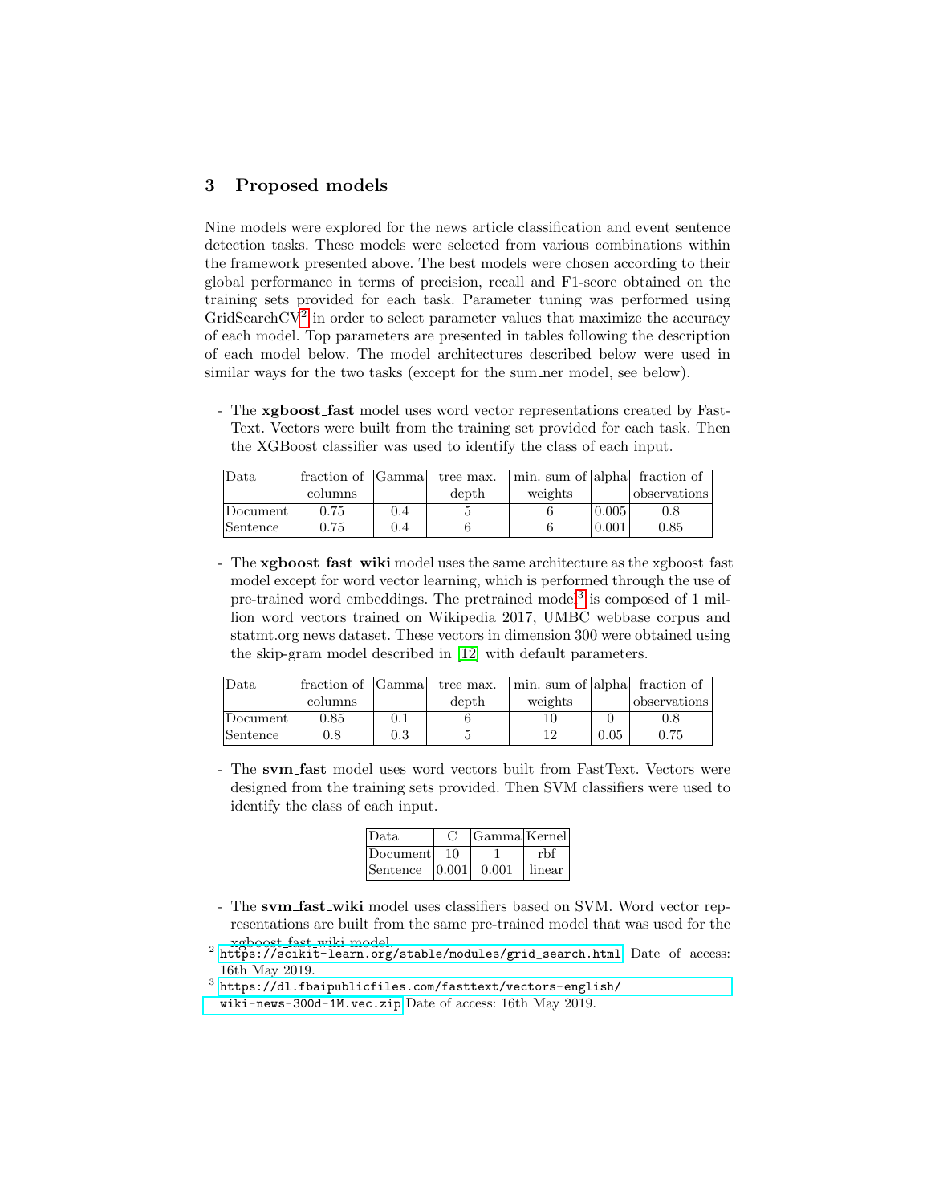## 3 Proposed models

Nine models were explored for the news article classification and event sentence detection tasks. These models were selected from various combinations within the framework presented above. The best models were chosen according to their global performance in terms of precision, recall and F1-score obtained on the training sets provided for each task. Parameter tuning was performed using GridSearchCV[2] in order to select parameter values that maximize the accuracy of each model. Top parameters are presented in tables following the description of each model below. The model architectures described below were used in similar ways for the two tasks (except for the sum_ner model, see below).

- The **xgboost_fast** model uses word vector representations created by FastText. Vectors were built from the training set provided for each task. Then the XGBoost classifier was used to identify the class of each input.

| Data | fraction of columns | Gamma | tree max. depth | min. sum of weights | alpha | fraction of observations |
|---|---|---|---|---|---|---|
| Document | 0.75 | 0.4 | 5 | 6 | 0.005 | 0.8 |
| Sentence | 0.75 | 0.4 | 6 | 6 | 0.001 | 0.85 |

- The **xgboost_fast_wiki** model uses the same architecture as the xgboost_fast model except for word vector learning, which is performed through the use of pre-trained word embeddings. The pretrained model[3] is composed of 1 million word vectors trained on Wikipedia 2017, UMBC webbase corpus and statmt.org news dataset. These vectors in dimension 300 were obtained using the skip-gram model described in [12] with default parameters.

| Data | fraction of columns | Gamma | tree max. depth | min. sum of weights | alpha | fraction of observations |
|---|---|---|---|---|---|---|
| Document | 0.85 | 0.1 | 6 | 10 | 0 | 0.8 |
| Sentence | 0.8 | 0.3 | 5 | 12 | 0.05 | 0.75 |

- The **svm_fast** model uses word vectors built from FastText. Vectors were designed from the training sets provided. Then SVM classifiers were used to identify the class of each input.

| Data | C | Gamma | Kernel |
|---|---|---|---|
| Document | 10 | 1 | rbf |
| Sentence | 0.001 | 0.001 | linear |

- The **svm_fast_wiki** model uses classifiers based on SVM. Word vector representations are built from the same pre-trained model that was used for the xgboost_fast_wiki model.

[2] https://scikit-learn.org/stable/modules/grid_search.html Date of access: 16th May 2019.

[3] https://dl.fbaipublicfiles.com/fasttext/vectors-english/wiki-news-300d-1M.vec.zip Date of access: 16th May 2019.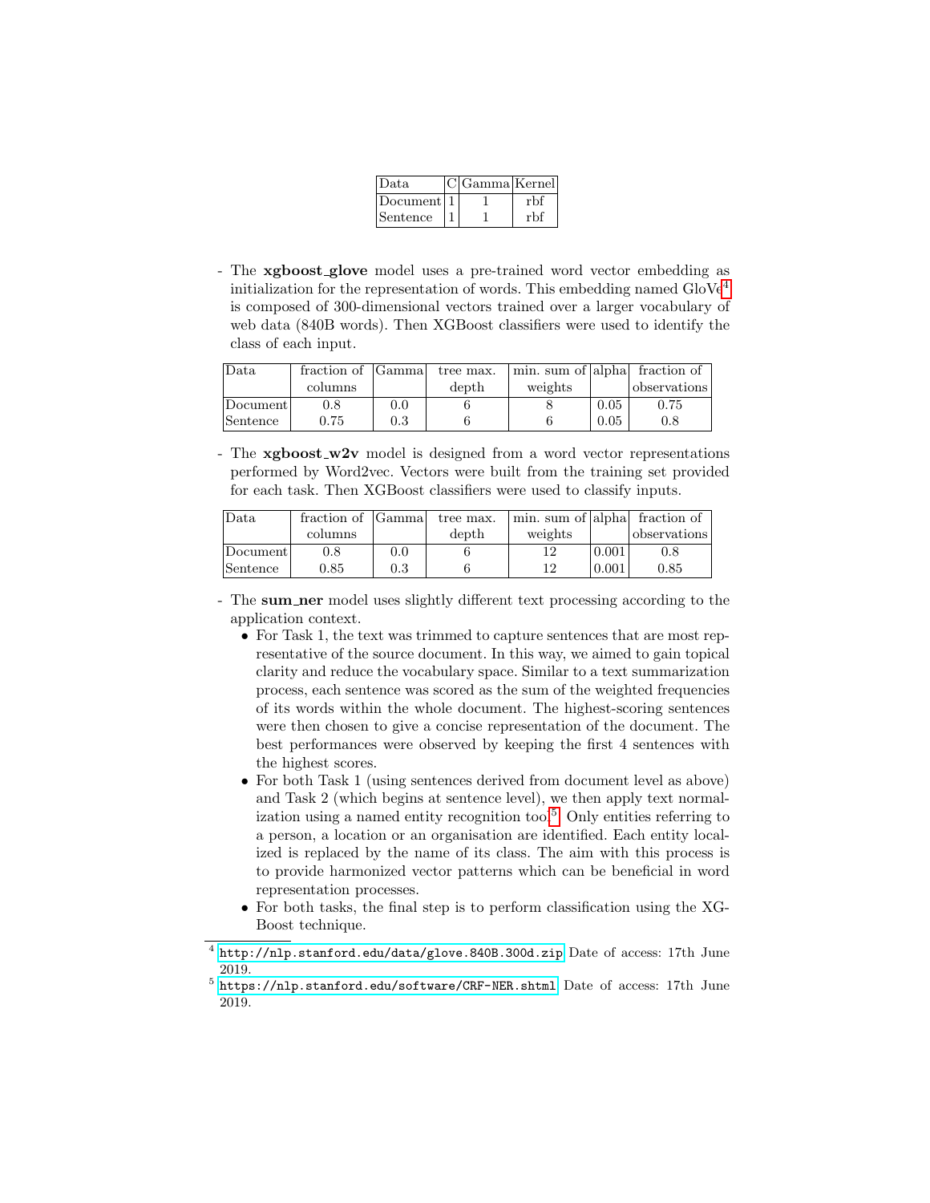| Data | C | Gamma | Kernel |
|---|---|---|---|
| Document | 1 | 1 | rbf |
| Sentence | 1 | 1 | rbf |

- The **xgboost_glove** model uses a pre-trained word vector embedding as initialization for the representation of words. This embedding named GloVe[4] is composed of 300-dimensional vectors trained over a larger vocabulary of web data (840B words). Then XGBoost classifiers were used to identify the class of each input.

| Data | fraction of columns | Gamma | tree max. depth | min. sum of weights | alpha | fraction of observations |
|---|---|---|---|---|---|---|
| Document | 0.8 | 0.0 | 6 | 8 | 0.05 | 0.75 |
| Sentence | 0.75 | 0.3 | 6 | 6 | 0.05 | 0.8 |

- The **xgboost_w2v** model is designed from a word vector representations performed by Word2vec. Vectors were built from the training set provided for each task. Then XGBoost classifiers were used to classify inputs.

| Data | fraction of columns | Gamma | tree max. depth | min. sum of weights | alpha | fraction of observations |
|---|---|---|---|---|---|---|
| Document | 0.8 | 0.0 | 6 | 12 | 0.001 | 0.8 |
| Sentence | 0.85 | 0.3 | 6 | 12 | 0.001 | 0.85 |

- The **sum_ner** model uses slightly different text processing according to the application context.
  - For Task 1, the text was trimmed to capture sentences that are most representative of the source document. In this way, we aimed to gain topical clarity and reduce the vocabulary space. Similar to a text summarization process, each sentence was scored as the sum of the weighted frequencies of its words within the whole document. The highest-scoring sentences were then chosen to give a concise representation of the document. The best performances were observed by keeping the first 4 sentences with the highest scores.
  - For both Task 1 (using sentences derived from document level as above) and Task 2 (which begins at sentence level), we then apply text normalization using a named entity recognition tool[5]. Only entities referring to a person, a location or an organisation are identified. Each entity localized is replaced by the name of its class. The aim with this process is to provide harmonized vector patterns which can be beneficial in word representation processes.
  - For both tasks, the final step is to perform classification using the XGBoost technique.

---

[4] http://nlp.stanford.edu/data/glove.840B.300d.zip Date of access: 17th June 2019.

[5] https://nlp.stanford.edu/software/CRF-NER.shtml Date of access: 17th June 2019.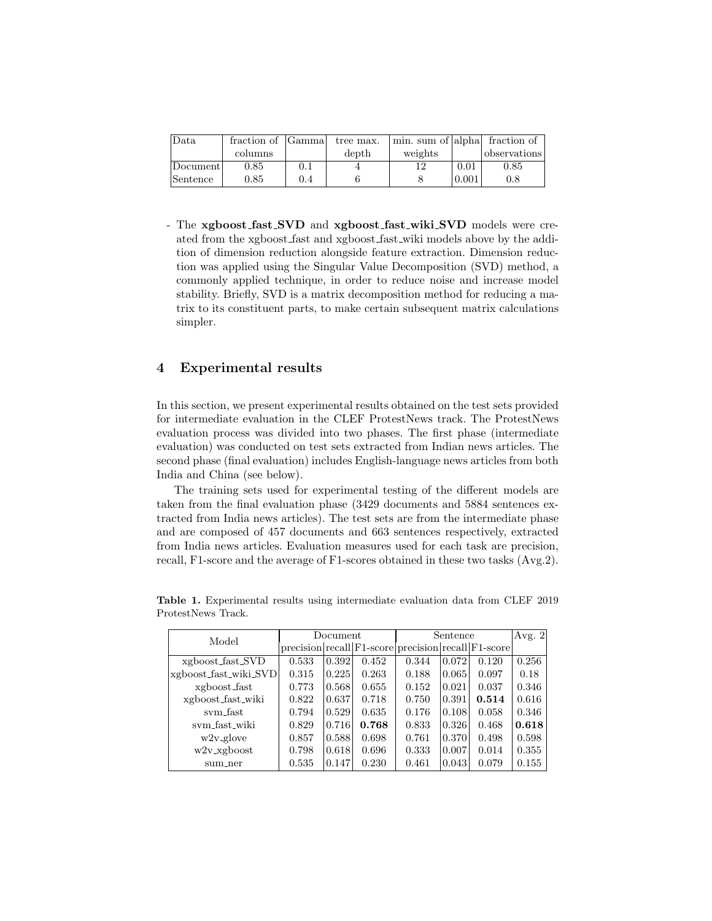| Data | fraction of columns | Gamma | tree max. depth | min. sum of weights | alpha | fraction of observations |
|---|---|---|---|---|---|---|
| Document | 0.85 | 0.1 | 4 | 12 | 0.01 | 0.85 |
| Sentence | 0.85 | 0.4 | 6 | 8 | 0.001 | 0.8 |

- The **xgboost_fast_SVD** and **xgboost_fast_wiki_SVD** models were created from the xgboost_fast and xgboost_fast_wiki models above by the addition of dimension reduction alongside feature extraction. Dimension reduction was applied using the Singular Value Decomposition (SVD) method, a commonly applied technique, in order to reduce noise and increase model stability. Briefly, SVD is a matrix decomposition method for reducing a matrix to its constituent parts, to make certain subsequent matrix calculations simpler.

## 4 Experimental results

In this section, we present experimental results obtained on the test sets provided for intermediate evaluation in the CLEF ProtestNews track. The ProtestNews evaluation process was divided into two phases. The first phase (intermediate evaluation) was conducted on test sets extracted from Indian news articles. The second phase (final evaluation) includes English-language news articles from both India and China (see below).

The training sets used for experimental testing of the different models are taken from the final evaluation phase (3429 documents and 5884 sentences extracted from India news articles). The test sets are from the intermediate phase and are composed of 457 documents and 663 sentences respectively, extracted from India news articles. Evaluation measures used for each task are precision, recall, F1-score and the average of F1-scores obtained in these two tasks (Avg.2).

**Table 1.** Experimental results using intermediate evaluation data from CLEF 2019 ProtestNews Track.

| Model | Document | | | Sentence | | | Avg. 2 |
|---|---|---|---|---|---|---|---|
| | precision | recall | F1-score | precision | recall | F1-score | |
| xgboost_fast_SVD | 0.533 | 0.392 | 0.452 | 0.344 | 0.072 | 0.120 | 0.256 |
| xgboost_fast_wiki_SVD | 0.315 | 0.225 | 0.263 | 0.188 | 0.065 | 0.097 | 0.18 |
| xgboost_fast | 0.773 | 0.568 | 0.655 | 0.152 | 0.021 | 0.037 | 0.346 |
| xgboost_fast_wiki | 0.822 | 0.637 | 0.718 | 0.750 | 0.391 | **0.514** | 0.616 |
| svm_fast | 0.794 | 0.529 | 0.635 | 0.176 | 0.108 | 0.058 | 0.346 |
| svm_fast_wiki | 0.829 | 0.716 | **0.768** | 0.833 | 0.326 | 0.468 | **0.618** |
| w2v_glove | 0.857 | 0.588 | 0.698 | 0.761 | 0.370 | 0.498 | 0.598 |
| w2v_xgboost | 0.798 | 0.618 | 0.696 | 0.333 | 0.007 | 0.014 | 0.355 |
| sum_ner | 0.535 | 0.147 | 0.230 | 0.461 | 0.043 | 0.079 | 0.155 |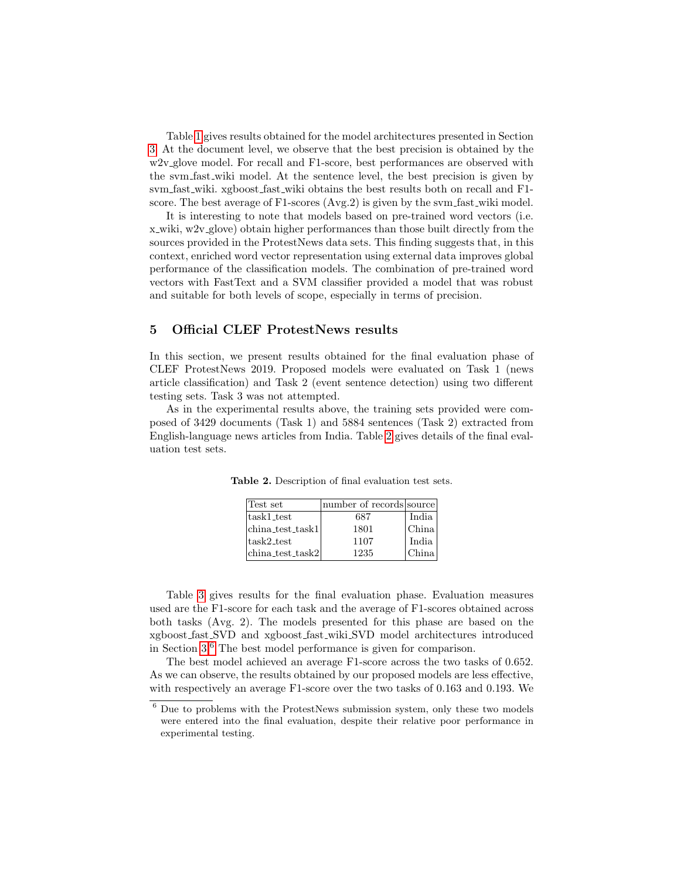Table 1 gives results obtained for the model architectures presented in Section 3. At the document level, we observe that the best precision is obtained by the w2v_glove model. For recall and F1-score, best performances are observed with the svm_fast_wiki model. At the sentence level, the best precision is given by svm_fast_wiki. xgboost_fast_wiki obtains the best results both on recall and F1-score. The best average of F1-scores (Avg.2) is given by the svm_fast_wiki model.

It is interesting to note that models based on pre-trained word vectors (i.e. x_wiki, w2v_glove) obtain higher performances than those built directly from the sources provided in the ProtestNews data sets. This finding suggests that, in this context, enriched word vector representation using external data improves global performance of the classification models. The combination of pre-trained word vectors with FastText and a SVM classifier provided a model that was robust and suitable for both levels of scope, especially in terms of precision.

## 5 Official CLEF ProtestNews results

In this section, we present results obtained for the final evaluation phase of CLEF ProtestNews 2019. Proposed models were evaluated on Task 1 (news article classification) and Task 2 (event sentence detection) using two different testing sets. Task 3 was not attempted.

As in the experimental results above, the training sets provided were composed of 3429 documents (Task 1) and 5884 sentences (Task 2) extracted from English-language news articles from India. Table 2 gives details of the final evaluation test sets.

**Table 2.** Description of final evaluation test sets.

| Test set | number of records | source |
|---|---|---|
| task1_test | 687 | India |
| china_test_task1 | 1801 | China |
| task2_test | 1107 | India |
| china_test_task2 | 1235 | China |

Table 3 gives results for the final evaluation phase. Evaluation measures used are the F1-score for each task and the average of F1-scores obtained across both tasks (Avg. 2). The models presented for this phase are based on the xgboost_fast_SVD and xgboost_fast_wiki_SVD model architectures introduced in Section 3.[6] The best model performance is given for comparison.

The best model achieved an average F1-score across the two tasks of 0.652. As we can observe, the results obtained by our proposed models are less effective, with respectively an average F1-score over the two tasks of 0.163 and 0.193. We

[6] Due to problems with the ProtestNews submission system, only these two models were entered into the final evaluation, despite their relative poor performance in experimental testing.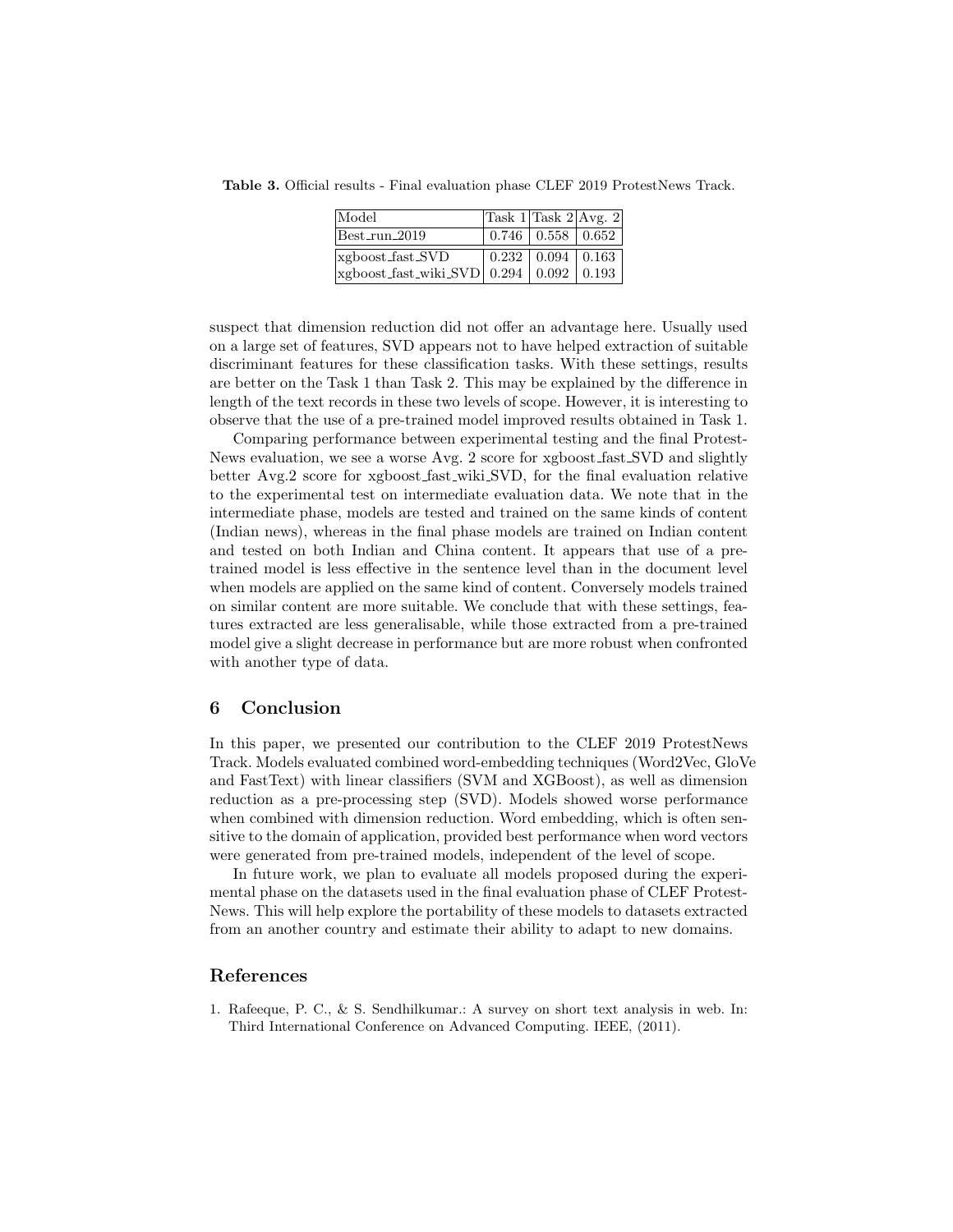**Table 3.** Official results - Final evaluation phase CLEF 2019 ProtestNews Track.

| Model | Task 1 | Task 2 | Avg. 2 |
| --- | --- | --- | --- |
| Best_run_2019 | 0.746 | 0.558 | 0.652 |
| xgboost_fast_SVD | 0.232 | 0.094 | 0.163 |
| xgboost_fast_wiki_SVD | 0.294 | 0.092 | 0.193 |

suspect that dimension reduction did not offer an advantage here. Usually used on a large set of features, SVD appears not to have helped extraction of suitable discriminant features for these classification tasks. With these settings, results are better on the Task 1 than Task 2. This may be explained by the difference in length of the text records in these two levels of scope. However, it is interesting to observe that the use of a pre-trained model improved results obtained in Task 1.

Comparing performance between experimental testing and the final ProtestNews evaluation, we see a worse Avg. 2 score for xgboost_fast_SVD and slightly better Avg.2 score for xgboost_fast_wiki_SVD, for the final evaluation relative to the experimental test on intermediate evaluation data. We note that in the intermediate phase, models are tested and trained on the same kinds of content (Indian news), whereas in the final phase models are trained on Indian content and tested on both Indian and China content. It appears that use of a pre-trained model is less effective in the sentence level than in the document level when models are applied on the same kind of content. Conversely models trained on similar content are more suitable. We conclude that with these settings, features extracted are less generalisable, while those extracted from a pre-trained model give a slight decrease in performance but are more robust when confronted with another type of data.

## 6 Conclusion

In this paper, we presented our contribution to the CLEF 2019 ProtestNews Track. Models evaluated combined word-embedding techniques (Word2Vec, GloVe and FastText) with linear classifiers (SVM and XGBoost), as well as dimension reduction as a pre-processing step (SVD). Models showed worse performance when combined with dimension reduction. Word embedding, which is often sensitive to the domain of application, provided best performance when word vectors were generated from pre-trained models, independent of the level of scope.

In future work, we plan to evaluate all models proposed during the experimental phase on the datasets used in the final evaluation phase of CLEF ProtestNews. This will help explore the portability of these models to datasets extracted from an another country and estimate their ability to adapt to new domains.

## References

1. Rafeeque, P. C., & S. Sendhilkumar.: A survey on short text analysis in web. In: Third International Conference on Advanced Computing. IEEE, (2011).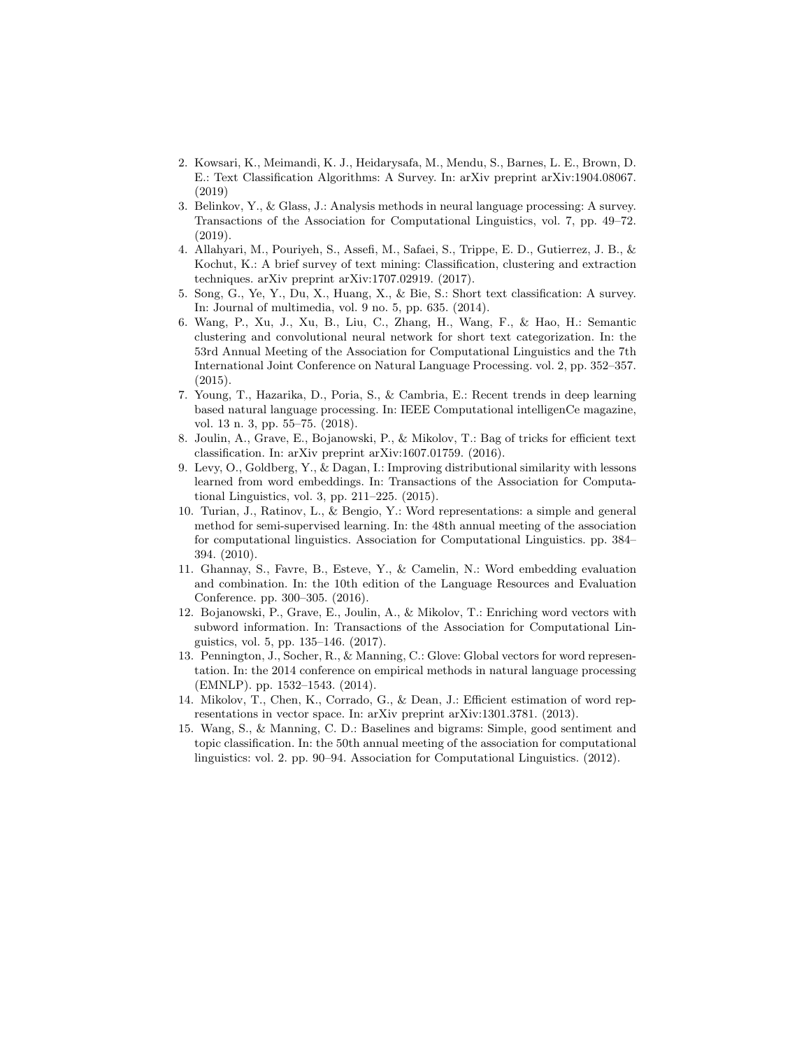2. Kowsari, K., Meimandi, K. J., Heidarysafa, M., Mendu, S., Barnes, L. E., Brown, D. E.: Text Classification Algorithms: A Survey. In: arXiv preprint arXiv:1904.08067. (2019)
3. Belinkov, Y., & Glass, J.: Analysis methods in neural language processing: A survey. Transactions of the Association for Computational Linguistics, vol. 7, pp. 49–72. (2019).
4. Allahyari, M., Pouriyeh, S., Assefi, M., Safaei, S., Trippe, E. D., Gutierrez, J. B., & Kochut, K.: A brief survey of text mining: Classification, clustering and extraction techniques. arXiv preprint arXiv:1707.02919. (2017).
5. Song, G., Ye, Y., Du, X., Huang, X., & Bie, S.: Short text classification: A survey. In: Journal of multimedia, vol. 9 no. 5, pp. 635. (2014).
6. Wang, P., Xu, J., Xu, B., Liu, C., Zhang, H., Wang, F., & Hao, H.: Semantic clustering and convolutional neural network for short text categorization. In: the 53rd Annual Meeting of the Association for Computational Linguistics and the 7th International Joint Conference on Natural Language Processing. vol. 2, pp. 352–357. (2015).
7. Young, T., Hazarika, D., Poria, S., & Cambria, E.: Recent trends in deep learning based natural language processing. In: IEEE Computational intelligenCe magazine, vol. 13 n. 3, pp. 55–75. (2018).
8. Joulin, A., Grave, E., Bojanowski, P., & Mikolov, T.: Bag of tricks for efficient text classification. In: arXiv preprint arXiv:1607.01759. (2016).
9. Levy, O., Goldberg, Y., & Dagan, I.: Improving distributional similarity with lessons learned from word embeddings. In: Transactions of the Association for Computational Linguistics, vol. 3, pp. 211–225. (2015).
10. Turian, J., Ratinov, L., & Bengio, Y.: Word representations: a simple and general method for semi-supervised learning. In: the 48th annual meeting of the association for computational linguistics. Association for Computational Linguistics. pp. 384–394. (2010).
11. Ghannay, S., Favre, B., Esteve, Y., & Camelin, N.: Word embedding evaluation and combination. In: the 10th edition of the Language Resources and Evaluation Conference. pp. 300–305. (2016).
12. Bojanowski, P., Grave, E., Joulin, A., & Mikolov, T.: Enriching word vectors with subword information. In: Transactions of the Association for Computational Linguistics, vol. 5, pp. 135–146. (2017).
13. Pennington, J., Socher, R., & Manning, C.: Glove: Global vectors for word representation. In: the 2014 conference on empirical methods in natural language processing (EMNLP). pp. 1532–1543. (2014).
14. Mikolov, T., Chen, K., Corrado, G., & Dean, J.: Efficient estimation of word representations in vector space. In: arXiv preprint arXiv:1301.3781. (2013).
15. Wang, S., & Manning, C. D.: Baselines and bigrams: Simple, good sentiment and topic classification. In: the 50th annual meeting of the association for computational linguistics: vol. 2. pp. 90–94. Association for Computational Linguistics. (2012).